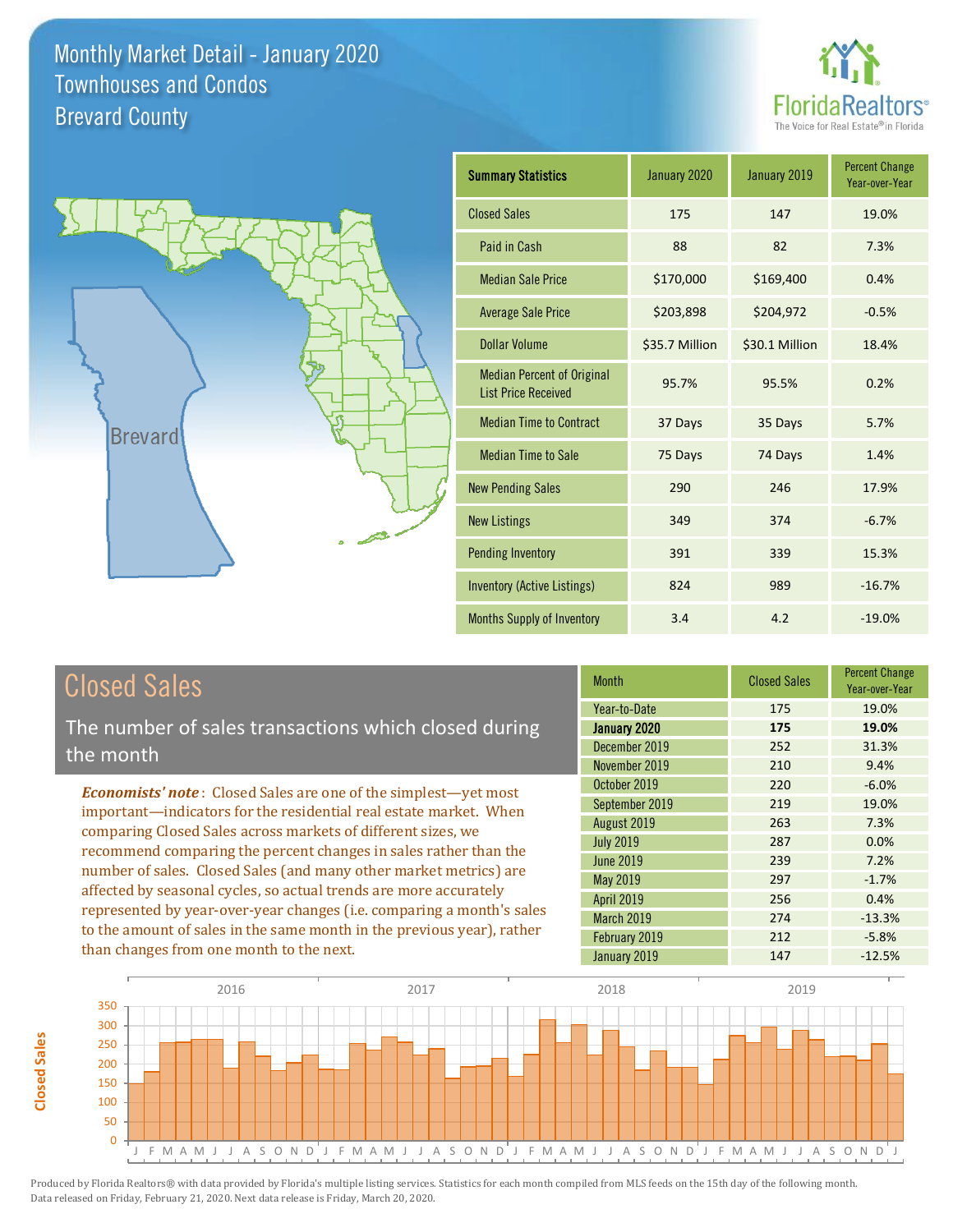# Monthly Market Detail - January 2020
## Townhouses and Condos
## Brevard County

FloridaRealtors® The Voice for Real Estate® in Florida

| Summary Statistics | January 2020 | January 2019 | Percent Change Year-over-Year |
|---|---|---|---|
| Closed Sales | 175 | 147 | 19.0% |
| Paid in Cash | 88 | 82 | 7.3% |
| Median Sale Price | $170,000 | $169,400 | 0.4% |
| Average Sale Price | $203,898 | $204,972 | -0.5% |
| Dollar Volume | $35.7 Million | $30.1 Million | 18.4% |
| Median Percent of Original List Price Received | 95.7% | 95.5% | 0.2% |
| Median Time to Contract | 37 Days | 35 Days | 5.7% |
| Median Time to Sale | 75 Days | 74 Days | 1.4% |
| New Pending Sales | 290 | 246 | 17.9% |
| New Listings | 349 | 374 | -6.7% |
| Pending Inventory | 391 | 339 | 15.3% |
| Inventory (Active Listings) | 824 | 989 | -16.7% |
| Months Supply of Inventory | 3.4 | 4.2 | -19.0% |

## Closed Sales

The number of sales transactions which closed during the month

***Economists' note***: Closed Sales are one of the simplest—yet most important—indicators for the residential real estate market. When comparing Closed Sales across markets of different sizes, we recommend comparing the percent changes in sales rather than the number of sales. Closed Sales (and many other market metrics) are affected by seasonal cycles, so actual trends are more accurately represented by year-over-year changes (i.e. comparing a month's sales to the amount of sales in the same month in the previous year), rather than changes from one month to the next.

| Month | Closed Sales | Percent Change Year-over-Year |
|---|---|---|
| Year-to-Date | 175 | 19.0% |
| **January 2020** | **175** | **19.0%** |
| December 2019 | 252 | 31.3% |
| November 2019 | 210 | 9.4% |
| October 2019 | 220 | -6.0% |
| September 2019 | 219 | 19.0% |
| August 2019 | 263 | 7.3% |
| July 2019 | 287 | 0.0% |
| June 2019 | 239 | 7.2% |
| May 2019 | 297 | -1.7% |
| April 2019 | 256 | 0.4% |
| March 2019 | 274 | -13.3% |
| February 2019 | 212 | -5.8% |
| January 2019 | 147 | -12.5% |

Produced by Florida Realtors® with data provided by Florida's multiple listing services. Statistics for each month compiled from MLS feeds on the 15th day of the following month. Data released on Friday, February 21, 2020. Next data release is Friday, March 20, 2020.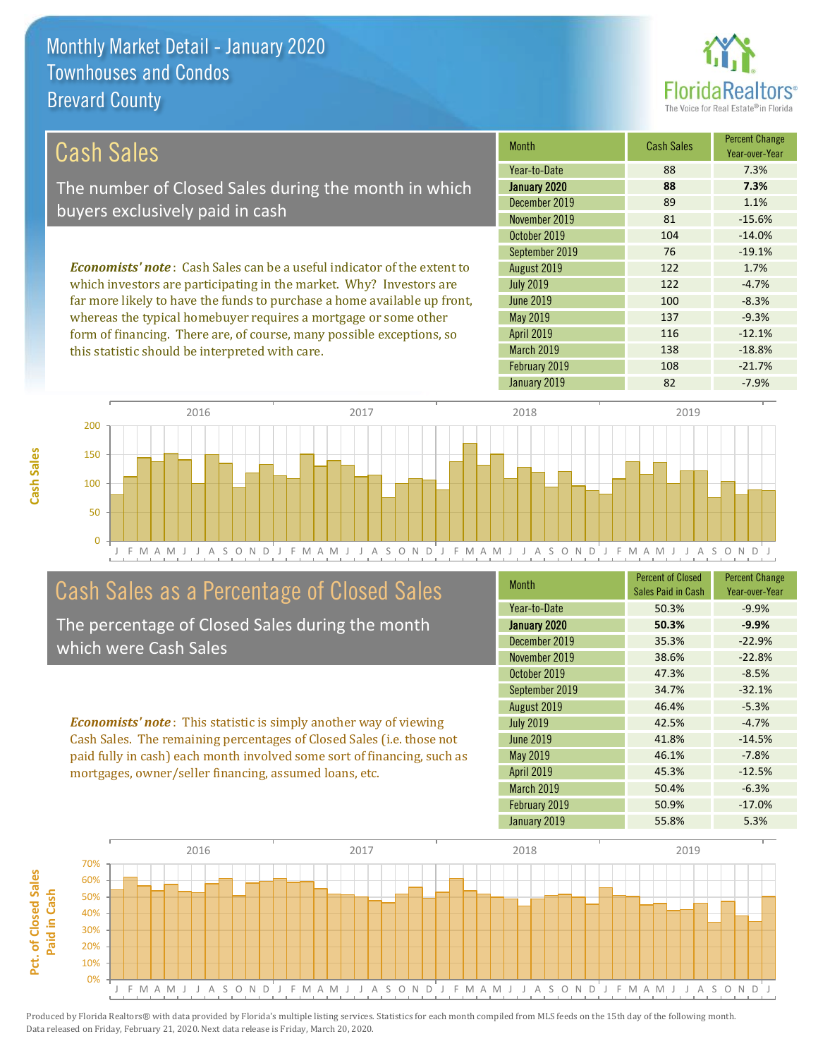# Monthly Market Detail - January 2020
## Townhouses and Condos
## Brevard County

## Cash Sales

The number of Closed Sales during the month in which buyers exclusively paid in cash

*Economists' note*: Cash Sales can be a useful indicator of the extent to which investors are participating in the market. Why? Investors are far more likely to have the funds to purchase a home available up front, whereas the typical homebuyer requires a mortgage or some other form of financing. There are, of course, many possible exceptions, so this statistic should be interpreted with care.

| Month | Cash Sales | Percent Change Year-over-Year |
|---|---|---|
| Year-to-Date | 88 | 7.3% |
| **January 2020** | **88** | **7.3%** |
| December 2019 | 89 | 1.1% |
| November 2019 | 81 | -15.6% |
| October 2019 | 104 | -14.0% |
| September 2019 | 76 | -19.1% |
| August 2019 | 122 | 1.7% |
| July 2019 | 122 | -4.7% |
| June 2019 | 100 | -8.3% |
| May 2019 | 137 | -9.3% |
| April 2019 | 116 | -12.1% |
| March 2019 | 138 | -18.8% |
| February 2019 | 108 | -21.7% |
| January 2019 | 82 | -7.9% |

## Cash Sales as a Percentage of Closed Sales

The percentage of Closed Sales during the month which were Cash Sales

*Economists' note*: This statistic is simply another way of viewing Cash Sales. The remaining percentages of Closed Sales (i.e. those not paid fully in cash) each month involved some sort of financing, such as mortgages, owner/seller financing, assumed loans, etc.

| Month | Percent of Closed Sales Paid in Cash | Percent Change Year-over-Year |
|---|---|---|
| Year-to-Date | 50.3% | -9.9% |
| **January 2020** | **50.3%** | **-9.9%** |
| December 2019 | 35.3% | -22.9% |
| November 2019 | 38.6% | -22.8% |
| October 2019 | 47.3% | -8.5% |
| September 2019 | 34.7% | -32.1% |
| August 2019 | 46.4% | -5.3% |
| July 2019 | 42.5% | -4.7% |
| June 2019 | 41.8% | -14.5% |
| May 2019 | 46.1% | -7.8% |
| April 2019 | 45.3% | -12.5% |
| March 2019 | 50.4% | -6.3% |
| February 2019 | 50.9% | -17.0% |
| January 2019 | 55.8% | 5.3% |

Produced by Florida Realtors® with data provided by Florida's multiple listing services. Statistics for each month compiled from MLS feeds on the 15th day of the following month. Data released on Friday, February 21, 2020. Next data release is Friday, March 20, 2020.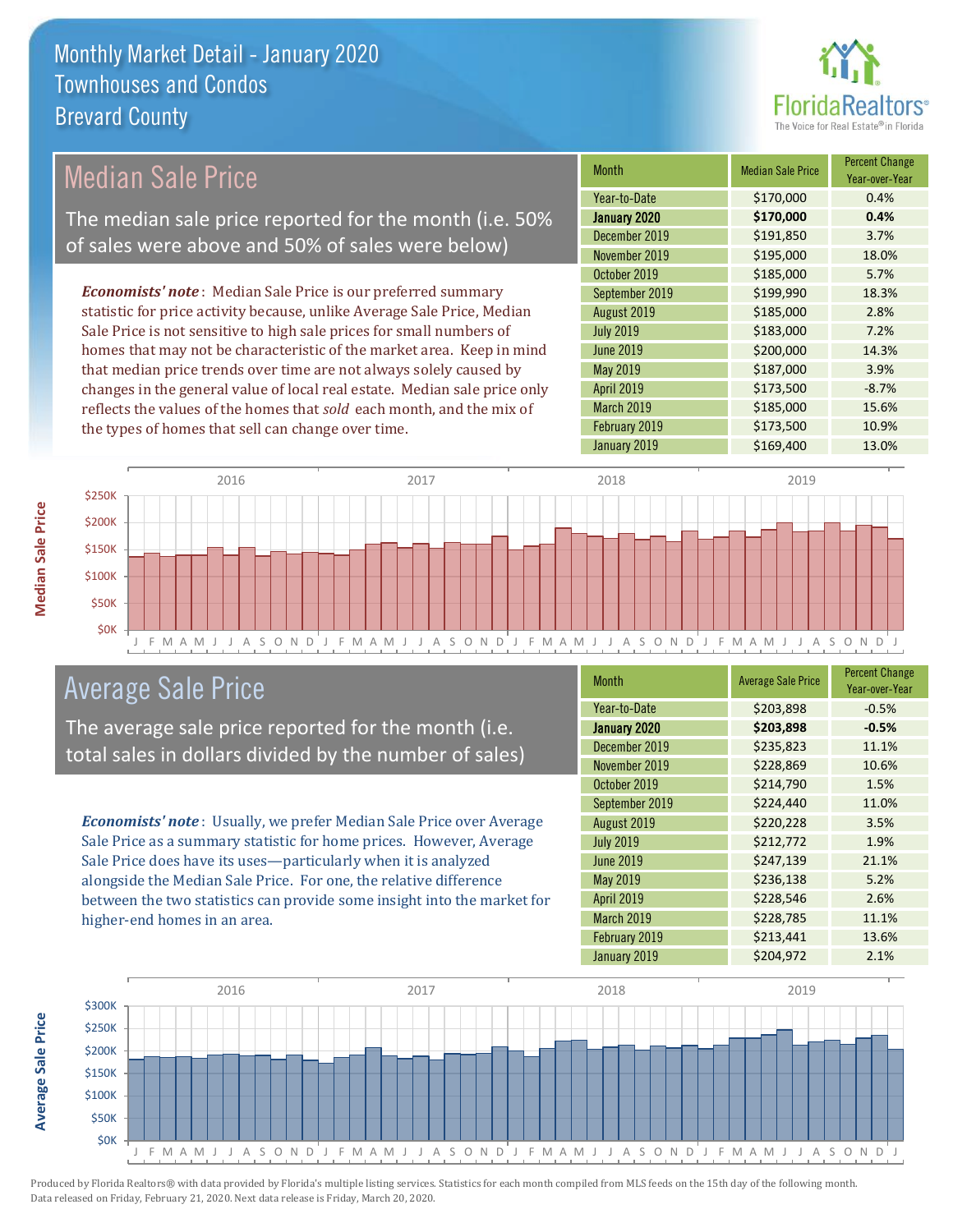# Monthly Market Detail - January 2020
## Townhouses and Condos
## Brevard County

## Median Sale Price

The median sale price reported for the month (i.e. 50% of sales were above and 50% of sales were below)

***Economists' note***: Median Sale Price is our preferred summary statistic for price activity because, unlike Average Sale Price, Median Sale Price is not sensitive to high sale prices for small numbers of homes that may not be characteristic of the market area. Keep in mind that median price trends over time are not always solely caused by changes in the general value of local real estate. Median sale price only reflects the values of the homes that *sold* each month, and the mix of the types of homes that sell can change over time.

| Month | Median Sale Price | Percent Change Year-over-Year |
|---|---|---|
| Year-to-Date | $170,000 | 0.4% |
| **January 2020** | **$170,000** | **0.4%** |
| December 2019 | $191,850 | 3.7% |
| November 2019 | $195,000 | 18.0% |
| October 2019 | $185,000 | 5.7% |
| September 2019 | $199,990 | 18.3% |
| August 2019 | $185,000 | 2.8% |
| July 2019 | $183,000 | 7.2% |
| June 2019 | $200,000 | 14.3% |
| May 2019 | $187,000 | 3.9% |
| April 2019 | $173,500 | -8.7% |
| March 2019 | $185,000 | 15.6% |
| February 2019 | $173,500 | 10.9% |
| January 2019 | $169,400 | 13.0% |

## Average Sale Price

The average sale price reported for the month (i.e. total sales in dollars divided by the number of sales)

***Economists' note***: Usually, we prefer Median Sale Price over Average Sale Price as a summary statistic for home prices. However, Average Sale Price does have its uses—particularly when it is analyzed alongside the Median Sale Price. For one, the relative difference between the two statistics can provide some insight into the market for higher-end homes in an area.

| Month | Average Sale Price | Percent Change Year-over-Year |
|---|---|---|
| Year-to-Date | $203,898 | -0.5% |
| **January 2020** | **$203,898** | **-0.5%** |
| December 2019 | $235,823 | 11.1% |
| November 2019 | $228,869 | 10.6% |
| October 2019 | $214,790 | 1.5% |
| September 2019 | $224,440 | 11.0% |
| August 2019 | $220,228 | 3.5% |
| July 2019 | $212,772 | 1.9% |
| June 2019 | $247,139 | 21.1% |
| May 2019 | $236,138 | 5.2% |
| April 2019 | $228,546 | 2.6% |
| March 2019 | $228,785 | 11.1% |
| February 2019 | $213,441 | 13.6% |
| January 2019 | $204,972 | 2.1% |

Produced by Florida Realtors® with data provided by Florida's multiple listing services. Statistics for each month compiled from MLS feeds on the 15th day of the following month. Data released on Friday, February 21, 2020. Next data release is Friday, March 20, 2020.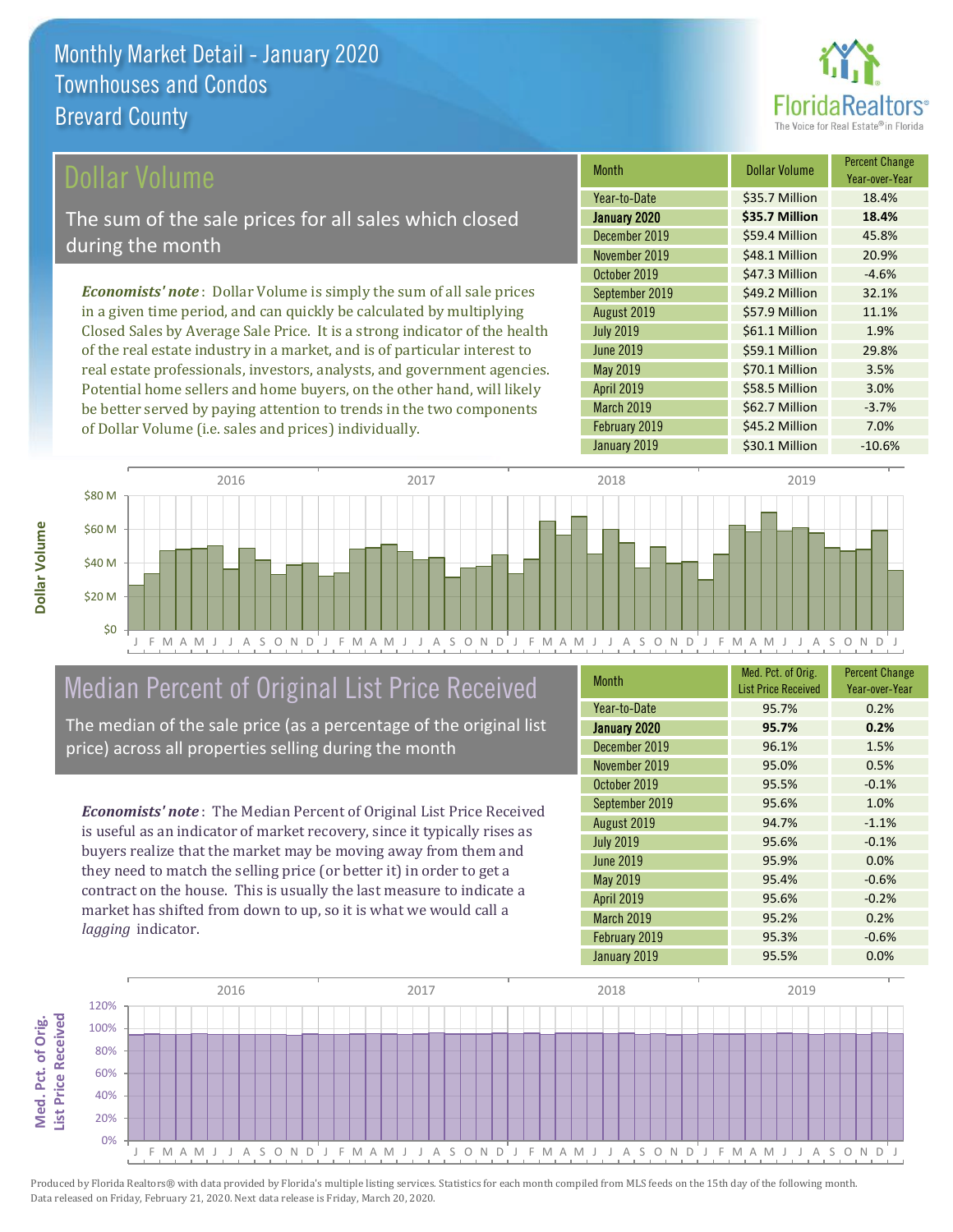Monthly Market Detail - January 2020
Townhouses and Condos
Brevard County

## Dollar Volume

The sum of the sale prices for all sales which closed during the month

*Economists' note*: Dollar Volume is simply the sum of all sale prices in a given time period, and can quickly be calculated by multiplying Closed Sales by Average Sale Price. It is a strong indicator of the health of the real estate industry in a market, and is of particular interest to real estate professionals, investors, analysts, and government agencies. Potential home sellers and home buyers, on the other hand, will likely be better served by paying attention to trends in the two components of Dollar Volume (i.e. sales and prices) individually.

| Month | Dollar Volume | Percent Change Year-over-Year |
|---|---|---|
| Year-to-Date | $35.7 Million | 18.4% |
| **January 2020** | **$35.7 Million** | **18.4%** |
| December 2019 | $59.4 Million | 45.8% |
| November 2019 | $48.1 Million | 20.9% |
| October 2019 | $47.3 Million | -4.6% |
| September 2019 | $49.2 Million | 32.1% |
| August 2019 | $57.9 Million | 11.1% |
| July 2019 | $61.1 Million | 1.9% |
| June 2019 | $59.1 Million | 29.8% |
| May 2019 | $70.1 Million | 3.5% |
| April 2019 | $58.5 Million | 3.0% |
| March 2019 | $62.7 Million | -3.7% |
| February 2019 | $45.2 Million | 7.0% |
| January 2019 | $30.1 Million | -10.6% |

## Median Percent of Original List Price Received

The median of the sale price (as a percentage of the original list price) across all properties selling during the month

*Economists' note*: The Median Percent of Original List Price Received is useful as an indicator of market recovery, since it typically rises as buyers realize that the market may be moving away from them and they need to match the selling price (or better it) in order to get a contract on the house. This is usually the last measure to indicate a market has shifted from down to up, so it is what we would call a *lagging* indicator.

| Month | Med. Pct. of Orig. List Price Received | Percent Change Year-over-Year |
|---|---|---|
| Year-to-Date | 95.7% | 0.2% |
| **January 2020** | **95.7%** | **0.2%** |
| December 2019 | 96.1% | 1.5% |
| November 2019 | 95.0% | 0.5% |
| October 2019 | 95.5% | -0.1% |
| September 2019 | 95.6% | 1.0% |
| August 2019 | 94.7% | -1.1% |
| July 2019 | 95.6% | -0.1% |
| June 2019 | 95.9% | 0.0% |
| May 2019 | 95.4% | -0.6% |
| April 2019 | 95.6% | -0.2% |
| March 2019 | 95.2% | 0.2% |
| February 2019 | 95.3% | -0.6% |
| January 2019 | 95.5% | 0.0% |

Produced by Florida Realtors® with data provided by Florida's multiple listing services. Statistics for each month compiled from MLS feeds on the 15th day of the following month. Data released on Friday, February 21, 2020. Next data release is Friday, March 20, 2020.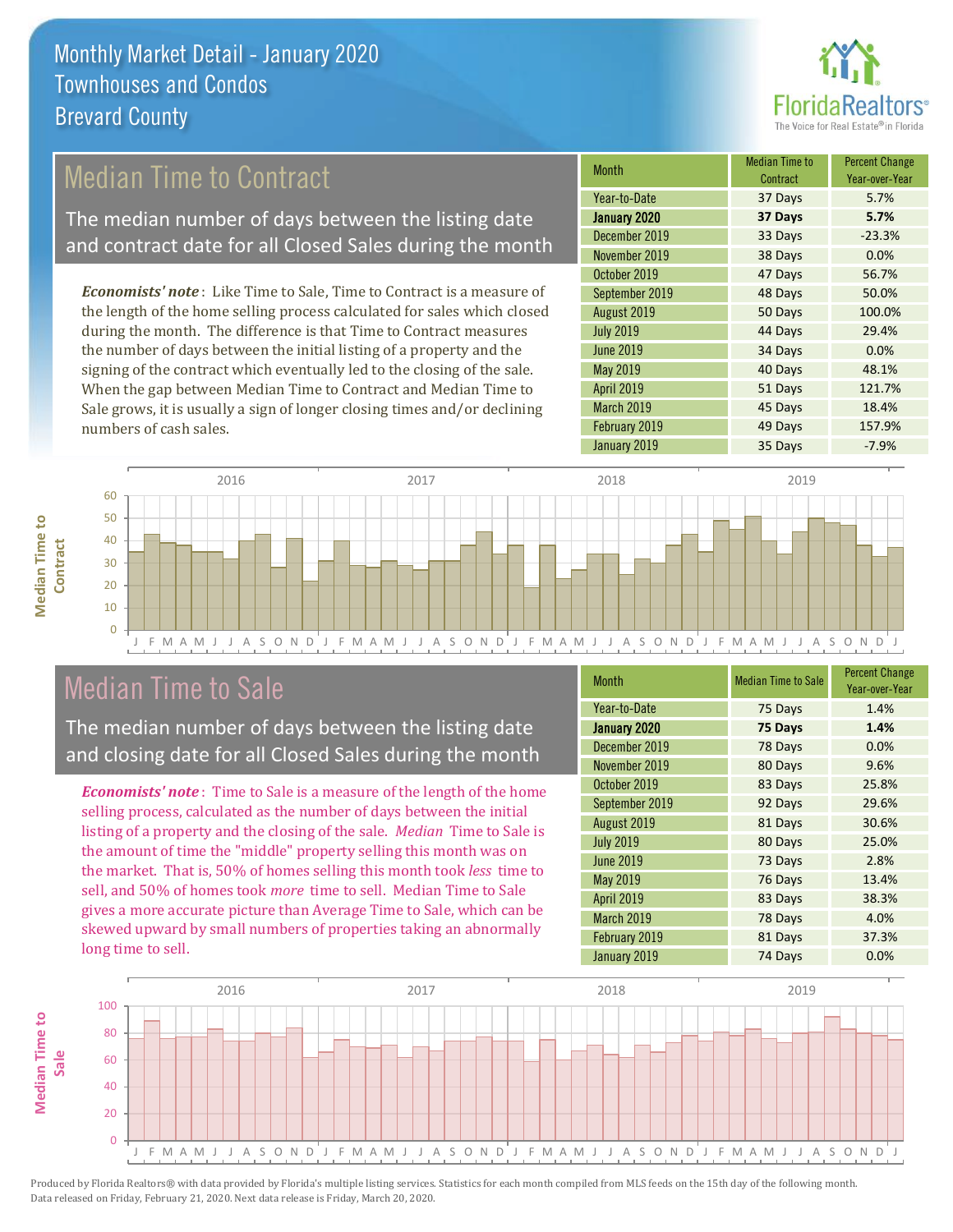# Monthly Market Detail - January 2020
## Townhouses and Condos
## Brevard County

## Median Time to Contract

The median number of days between the listing date and contract date for all Closed Sales during the month

*Economists' note*: Like Time to Sale, Time to Contract is a measure of the length of the home selling process calculated for sales which closed during the month. The difference is that Time to Contract measures the number of days between the initial listing of a property and the signing of the contract which eventually led to the closing of the sale. When the gap between Median Time to Contract and Median Time to Sale grows, it is usually a sign of longer closing times and/or declining numbers of cash sales.

| Month | Median Time to Contract | Percent Change Year-over-Year |
|---|---|---|
| Year-to-Date | 37 Days | 5.7% |
| **January 2020** | **37 Days** | **5.7%** |
| December 2019 | 33 Days | -23.3% |
| November 2019 | 38 Days | 0.0% |
| October 2019 | 47 Days | 56.7% |
| September 2019 | 48 Days | 50.0% |
| August 2019 | 50 Days | 100.0% |
| July 2019 | 44 Days | 29.4% |
| June 2019 | 34 Days | 0.0% |
| May 2019 | 40 Days | 48.1% |
| April 2019 | 51 Days | 121.7% |
| March 2019 | 45 Days | 18.4% |
| February 2019 | 49 Days | 157.9% |
| January 2019 | 35 Days | -7.9% |

## Median Time to Sale

The median number of days between the listing date and closing date for all Closed Sales during the month

*Economists' note*: Time to Sale is a measure of the length of the home selling process, calculated as the number of days between the initial listing of a property and the closing of the sale. *Median* Time to Sale is the amount of time the "middle" property selling this month was on the market. That is, 50% of homes selling this month took *less* time to sell, and 50% of homes took *more* time to sell. Median Time to Sale gives a more accurate picture than Average Time to Sale, which can be skewed upward by small numbers of properties taking an abnormally long time to sell.

| Month | Median Time to Sale | Percent Change Year-over-Year |
|---|---|---|
| Year-to-Date | 75 Days | 1.4% |
| **January 2020** | **75 Days** | **1.4%** |
| December 2019 | 78 Days | 0.0% |
| November 2019 | 80 Days | 9.6% |
| October 2019 | 83 Days | 25.8% |
| September 2019 | 92 Days | 29.6% |
| August 2019 | 81 Days | 30.6% |
| July 2019 | 80 Days | 25.0% |
| June 2019 | 73 Days | 2.8% |
| May 2019 | 76 Days | 13.4% |
| April 2019 | 83 Days | 38.3% |
| March 2019 | 78 Days | 4.0% |
| February 2019 | 81 Days | 37.3% |
| January 2019 | 74 Days | 0.0% |

Produced by Florida Realtors® with data provided by Florida's multiple listing services. Statistics for each month compiled from MLS feeds on the 15th day of the following month. Data released on Friday, February 21, 2020. Next data release is Friday, March 20, 2020.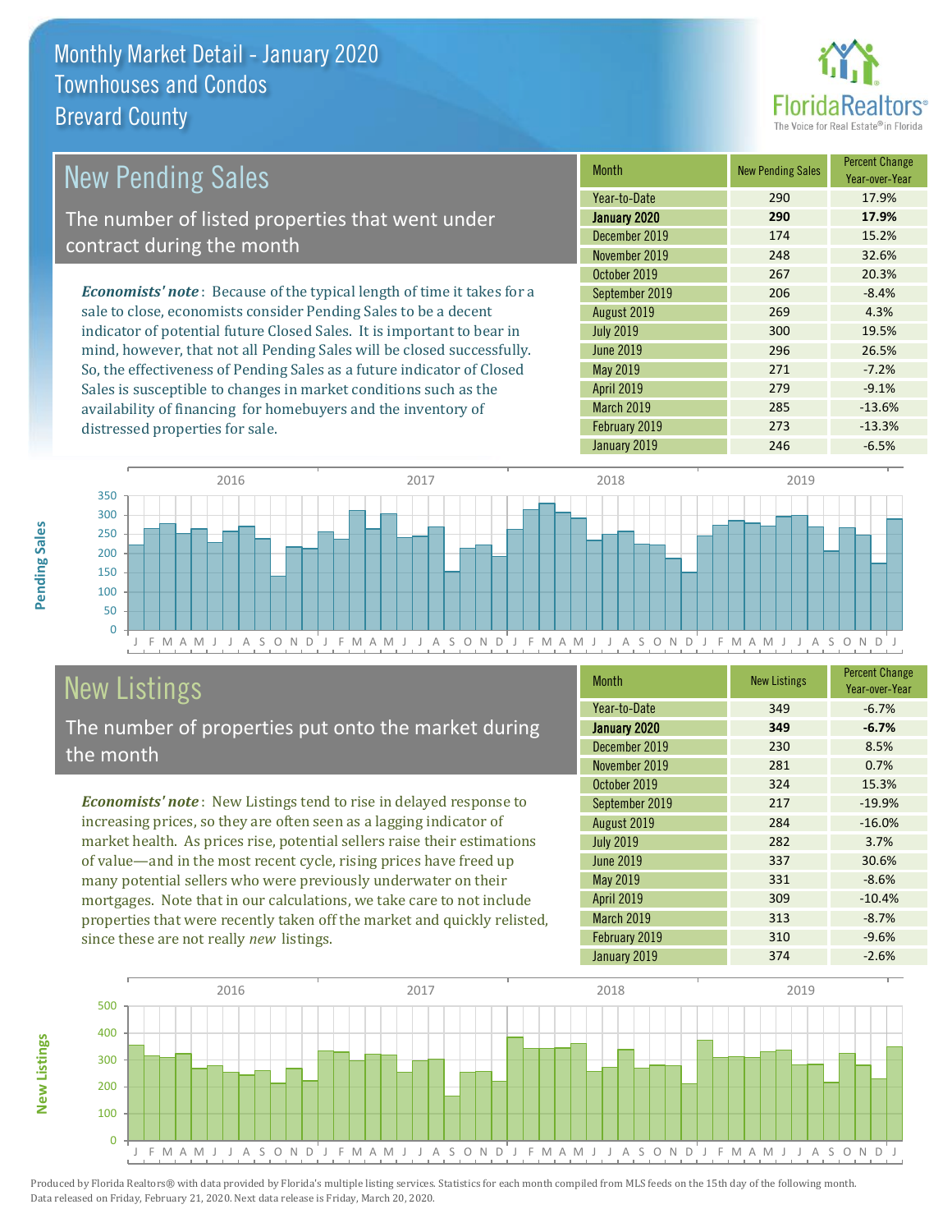# Monthly Market Detail - January 2020
## Townhouses and Condos
## Brevard County

## New Pending Sales

The number of listed properties that went under contract during the month

***Economists' note***: Because of the typical length of time it takes for a sale to close, economists consider Pending Sales to be a decent indicator of potential future Closed Sales. It is important to bear in mind, however, that not all Pending Sales will be closed successfully. So, the effectiveness of Pending Sales as a future indicator of Closed Sales is susceptible to changes in market conditions such as the availability of financing for homebuyers and the inventory of distressed properties for sale.

| Month | New Pending Sales | Percent Change Year-over-Year |
|---|---|---|
| Year-to-Date | 290 | 17.9% |
| **January 2020** | **290** | **17.9%** |
| December 2019 | 174 | 15.2% |
| November 2019 | 248 | 32.6% |
| October 2019 | 267 | 20.3% |
| September 2019 | 206 | -8.4% |
| August 2019 | 269 | 4.3% |
| July 2019 | 300 | 19.5% |
| June 2019 | 296 | 26.5% |
| May 2019 | 271 | -7.2% |
| April 2019 | 279 | -9.1% |
| March 2019 | 285 | -13.6% |
| February 2019 | 273 | -13.3% |
| January 2019 | 246 | -6.5% |

## New Listings

The number of properties put onto the market during the month

***Economists' note***: New Listings tend to rise in delayed response to increasing prices, so they are often seen as a lagging indicator of market health. As prices rise, potential sellers raise their estimations of value—and in the most recent cycle, rising prices have freed up many potential sellers who were previously underwater on their mortgages. Note that in our calculations, we take care to not include properties that were recently taken off the market and quickly relisted, since these are not really *new* listings.

| Month | New Listings | Percent Change Year-over-Year |
|---|---|---|
| Year-to-Date | 349 | -6.7% |
| **January 2020** | **349** | **-6.7%** |
| December 2019 | 230 | 8.5% |
| November 2019 | 281 | 0.7% |
| October 2019 | 324 | 15.3% |
| September 2019 | 217 | -19.9% |
| August 2019 | 284 | -16.0% |
| July 2019 | 282 | 3.7% |
| June 2019 | 337 | 30.6% |
| May 2019 | 331 | -8.6% |
| April 2019 | 309 | -10.4% |
| March 2019 | 313 | -8.7% |
| February 2019 | 310 | -9.6% |
| January 2019 | 374 | -2.6% |

Produced by Florida Realtors® with data provided by Florida's multiple listing services. Statistics for each month compiled from MLS feeds on the 15th day of the following month. Data released on Friday, February 21, 2020. Next data release is Friday, March 20, 2020.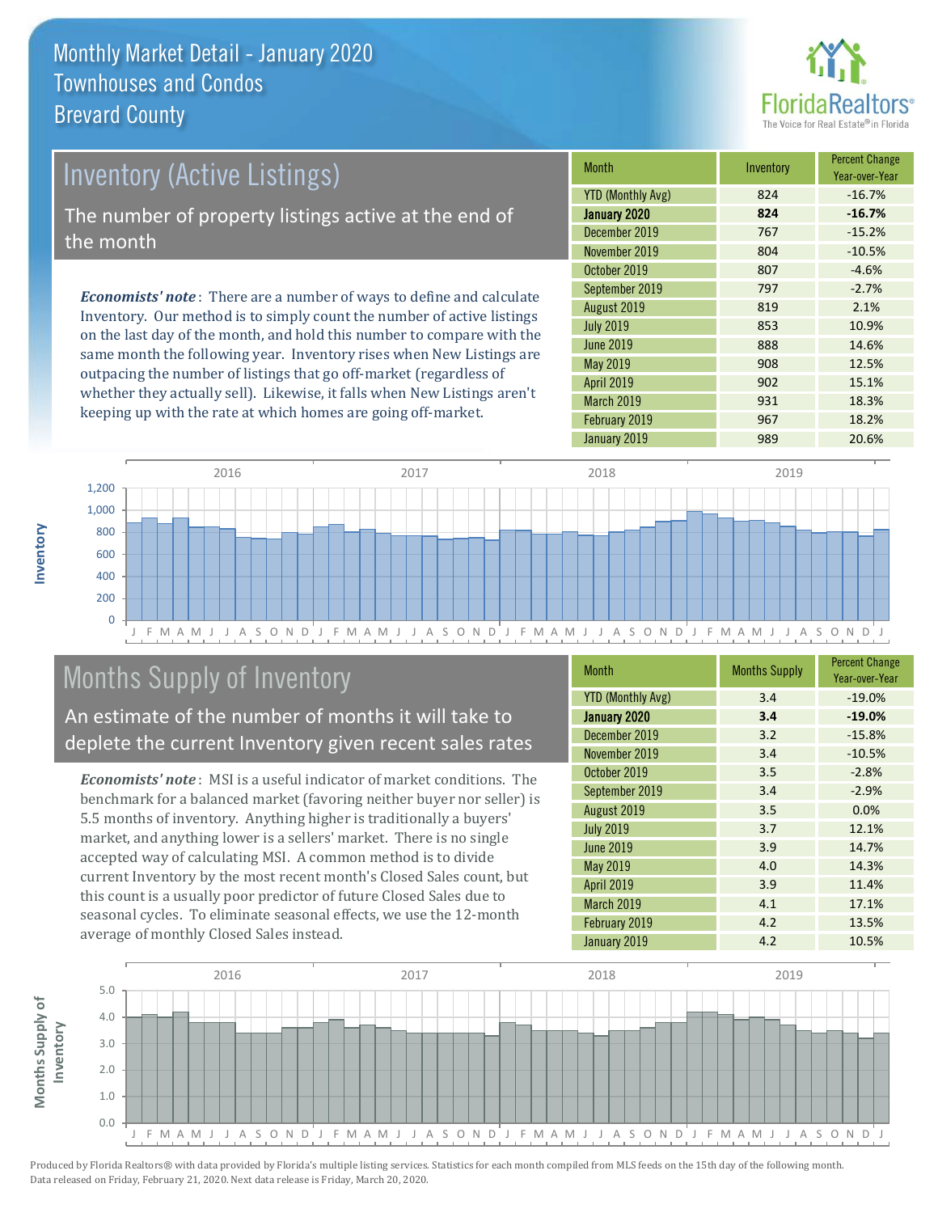# Monthly Market Detail - January 2020
## Townhouses and Condos
## Brevard County

## Inventory (Active Listings)

The number of property listings active at the end of the month

*Economists' note*: There are a number of ways to define and calculate Inventory. Our method is to simply count the number of active listings on the last day of the month, and hold this number to compare with the same month the following year. Inventory rises when New Listings are outpacing the number of listings that go off-market (regardless of whether they actually sell). Likewise, it falls when New Listings aren't keeping up with the rate at which homes are going off-market.

| Month | Inventory | Percent Change Year-over-Year |
|---|---|---|
| YTD (Monthly Avg) | 824 | -16.7% |
| **January 2020** | **824** | **-16.7%** |
| December 2019 | 767 | -15.2% |
| November 2019 | 804 | -10.5% |
| October 2019 | 807 | -4.6% |
| September 2019 | 797 | -2.7% |
| August 2019 | 819 | 2.1% |
| July 2019 | 853 | 10.9% |
| June 2019 | 888 | 14.6% |
| May 2019 | 908 | 12.5% |
| April 2019 | 902 | 15.1% |
| March 2019 | 931 | 18.3% |
| February 2019 | 967 | 18.2% |
| January 2019 | 989 | 20.6% |

## Months Supply of Inventory

An estimate of the number of months it will take to deplete the current Inventory given recent sales rates

*Economists' note*: MSI is a useful indicator of market conditions. The benchmark for a balanced market (favoring neither buyer nor seller) is 5.5 months of inventory. Anything higher is traditionally a buyers' market, and anything lower is a sellers' market. There is no single accepted way of calculating MSI. A common method is to divide current Inventory by the most recent month's Closed Sales count, but this count is a usually poor predictor of future Closed Sales due to seasonal cycles. To eliminate seasonal effects, we use the 12-month average of monthly Closed Sales instead.

| Month | Months Supply | Percent Change Year-over-Year |
|---|---|---|
| YTD (Monthly Avg) | 3.4 | -19.0% |
| **January 2020** | **3.4** | **-19.0%** |
| December 2019 | 3.2 | -15.8% |
| November 2019 | 3.4 | -10.5% |
| October 2019 | 3.5 | -2.8% |
| September 2019 | 3.4 | -2.9% |
| August 2019 | 3.5 | 0.0% |
| July 2019 | 3.7 | 12.1% |
| June 2019 | 3.9 | 14.7% |
| May 2019 | 4.0 | 14.3% |
| April 2019 | 3.9 | 11.4% |
| March 2019 | 4.1 | 17.1% |
| February 2019 | 4.2 | 13.5% |
| January 2019 | 4.2 | 10.5% |

Produced by Florida Realtors® with data provided by Florida's multiple listing services. Statistics for each month compiled from MLS feeds on the 15th day of the following month. Data released on Friday, February 21, 2020. Next data release is Friday, March 20, 2020.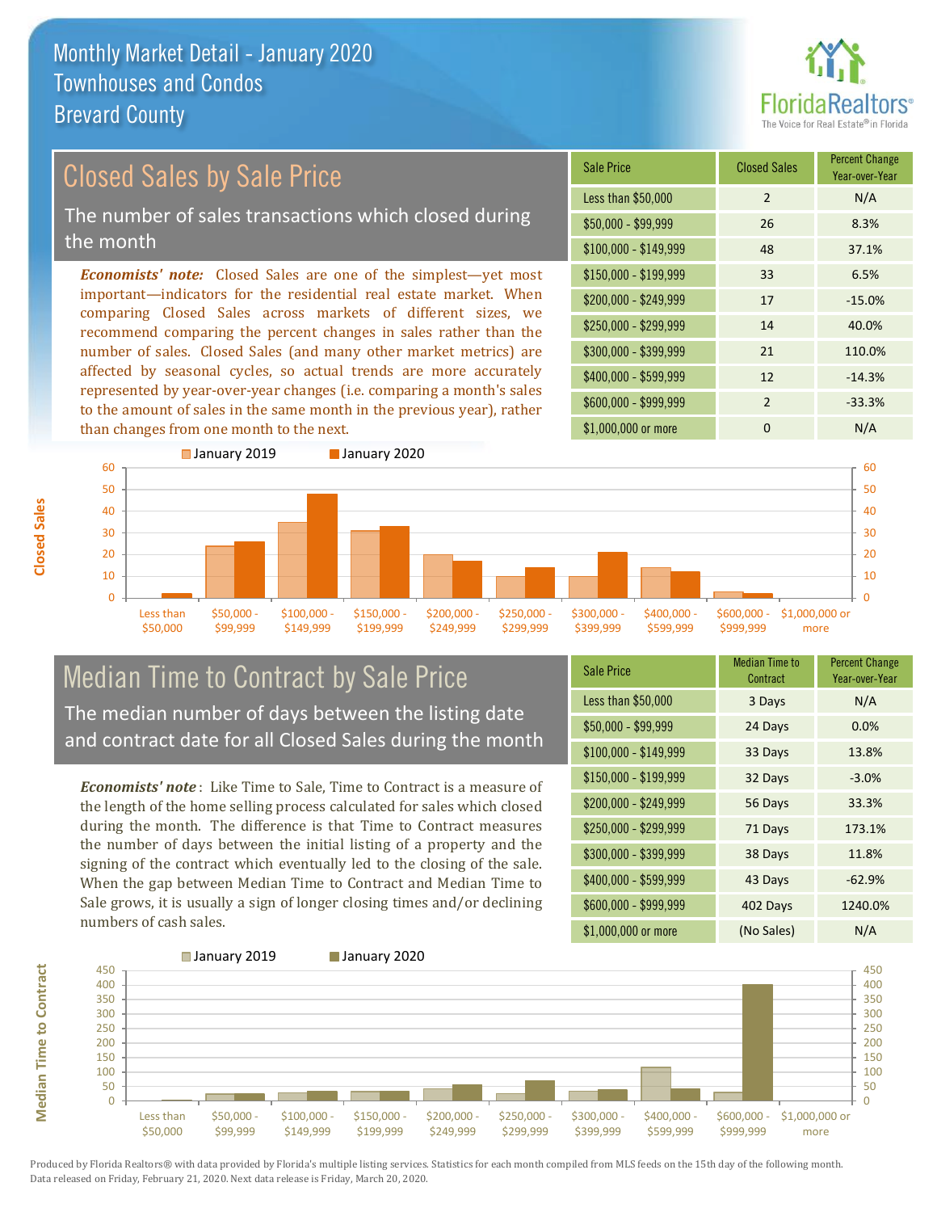# Monthly Market Detail - January 2020
## Townhouses and Condos
## Brevard County

## Closed Sales by Sale Price

The number of sales transactions which closed during the month

***Economists' note:*** Closed Sales are one of the simplest—yet most important—indicators for the residential real estate market. When comparing Closed Sales across markets of different sizes, we recommend comparing the percent changes in sales rather than the number of sales. Closed Sales (and many other market metrics) are affected by seasonal cycles, so actual trends are more accurately represented by year-over-year changes (i.e. comparing a month's sales to the amount of sales in the same month in the previous year), rather than changes from one month to the next.

| Sale Price | Closed Sales | Percent Change Year-over-Year |
|---|---|---|
| Less than $50,000 | 2 | N/A |
| $50,000 - $99,999 | 26 | 8.3% |
| $100,000 - $149,999 | 48 | 37.1% |
| $150,000 - $199,999 | 33 | 6.5% |
| $200,000 - $249,999 | 17 | -15.0% |
| $250,000 - $299,999 | 14 | 40.0% |
| $300,000 - $399,999 | 21 | 110.0% |
| $400,000 - $599,999 | 12 | -14.3% |
| $600,000 - $999,999 | 2 | -33.3% |
| $1,000,000 or more | 0 | N/A |

## Median Time to Contract by Sale Price

The median number of days between the listing date and contract date for all Closed Sales during the month

***Economists' note***: Like Time to Sale, Time to Contract is a measure of the length of the home selling process calculated for sales which closed during the month. The difference is that Time to Contract measures the number of days between the initial listing of a property and the signing of the contract which eventually led to the closing of the sale. When the gap between Median Time to Contract and Median Time to Sale grows, it is usually a sign of longer closing times and/or declining numbers of cash sales.

| Sale Price | Median Time to Contract | Percent Change Year-over-Year |
|---|---|---|
| Less than $50,000 | 3 Days | N/A |
| $50,000 - $99,999 | 24 Days | 0.0% |
| $100,000 - $149,999 | 33 Days | 13.8% |
| $150,000 - $199,999 | 32 Days | -3.0% |
| $200,000 - $249,999 | 56 Days | 33.3% |
| $250,000 - $299,999 | 71 Days | 173.1% |
| $300,000 - $399,999 | 38 Days | 11.8% |
| $400,000 - $599,999 | 43 Days | -62.9% |
| $600,000 - $999,999 | 402 Days | 1240.0% |
| $1,000,000 or more | (No Sales) | N/A |

Produced by Florida Realtors® with data provided by Florida's multiple listing services. Statistics for each month compiled from MLS feeds on the 15th day of the following month. Data released on Friday, February 21, 2020. Next data release is Friday, March 20, 2020.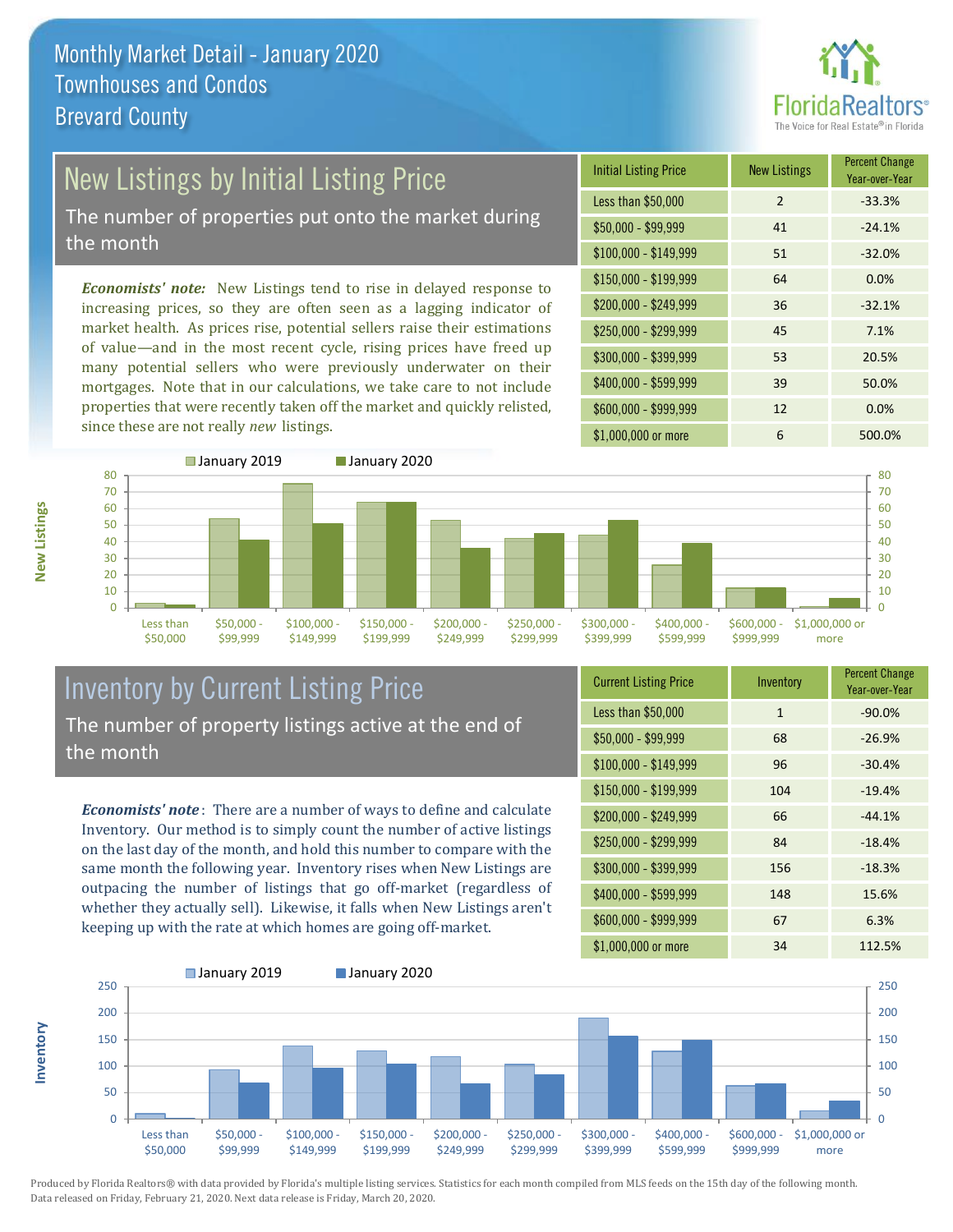# Monthly Market Detail - January 2020
## Townhouses and Condos
## Brevard County

## New Listings by Initial Listing Price

The number of properties put onto the market during the month

*Economists' note:* New Listings tend to rise in delayed response to increasing prices, so they are often seen as a lagging indicator of market health. As prices rise, potential sellers raise their estimations of value—and in the most recent cycle, rising prices have freed up many potential sellers who were previously underwater on their mortgages. Note that in our calculations, we take care to not include properties that were recently taken off the market and quickly relisted, since these are not really *new* listings.

| Initial Listing Price | New Listings | Percent Change Year-over-Year |
|---|---|---|
| Less than $50,000 | 2 | -33.3% |
| $50,000 - $99,999 | 41 | -24.1% |
| $100,000 - $149,999 | 51 | -32.0% |
| $150,000 - $199,999 | 64 | 0.0% |
| $200,000 - $249,999 | 36 | -32.1% |
| $250,000 - $299,999 | 45 | 7.1% |
| $300,000 - $399,999 | 53 | 20.5% |
| $400,000 - $599,999 | 39 | 50.0% |
| $600,000 - $999,999 | 12 | 0.0% |
| $1,000,000 or more | 6 | 500.0% |

## Inventory by Current Listing Price

The number of property listings active at the end of the month

*Economists' note*: There are a number of ways to define and calculate Inventory. Our method is to simply count the number of active listings on the last day of the month, and hold this number to compare with the same month the following year. Inventory rises when New Listings are outpacing the number of listings that go off-market (regardless of whether they actually sell). Likewise, it falls when New Listings aren't keeping up with the rate at which homes are going off-market.

| Current Listing Price | Inventory | Percent Change Year-over-Year |
|---|---|---|
| Less than $50,000 | 1 | -90.0% |
| $50,000 - $99,999 | 68 | -26.9% |
| $100,000 - $149,999 | 96 | -30.4% |
| $150,000 - $199,999 | 104 | -19.4% |
| $200,000 - $249,999 | 66 | -44.1% |
| $250,000 - $299,999 | 84 | -18.4% |
| $300,000 - $399,999 | 156 | -18.3% |
| $400,000 - $599,999 | 148 | 15.6% |
| $600,000 - $999,999 | 67 | 6.3% |
| $1,000,000 or more | 34 | 112.5% |

Produced by Florida Realtors® with data provided by Florida's multiple listing services. Statistics for each month compiled from MLS feeds on the 15th day of the following month. Data released on Friday, February 21, 2020. Next data release is Friday, March 20, 2020.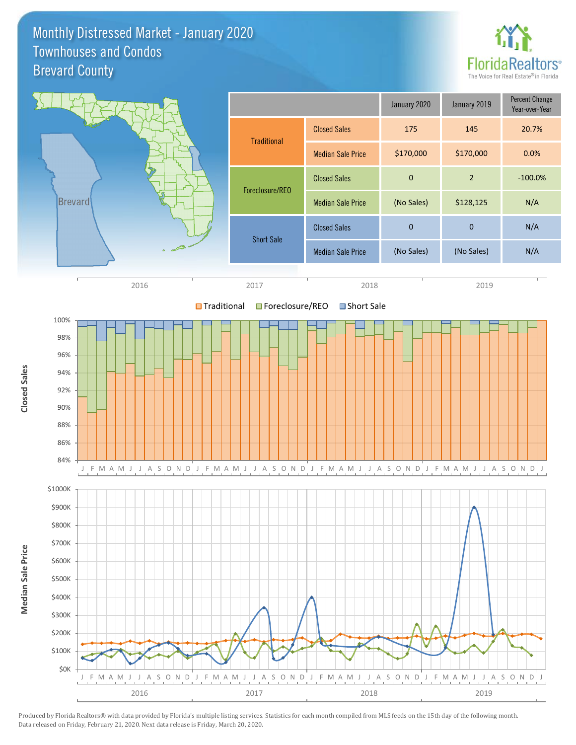# Monthly Distressed Market - January 2020
## Townhouses and Condos
## Brevard County

FloridaRealtors®
The Voice for Real Estate® in Florida

Brevard

| | | January 2020 | January 2019 | Percent Change Year-over-Year |
|---|---|---|---|---|
| Traditional | Closed Sales | 175 | 145 | 20.7% |
| | Median Sale Price | $170,000 | $170,000 | 0.0% |
| Foreclosure/REO | Closed Sales | 0 | 2 | -100.0% |
| | Median Sale Price | (No Sales) | $128,125 | N/A |
| Short Sale | Closed Sales | 0 | 0 | N/A |
| | Median Sale Price | (No Sales) | (No Sales) | N/A |

2016 2017 2018 2019

Traditional Foreclosure/REO Short Sale

Closed Sales

100% 98% 96% 94% 92% 90% 88% 86% 84%

J F M A M J J A S O N D J F M A M J J A S O N D J F M A M J J A S O N D J F M A M J J A S O N D J

Median Sale Price

$1000K $900K $800K $700K $600K $500K $400K $300K $200K $100K $0K

J F M A M J J A S O N D J F M A M J J A S O N D J F M A M J J A S O N D J F M A M J J A S O N D J

2016 2017 2018 2019

Produced by Florida Realtors® with data provided by Florida's multiple listing services. Statistics for each month compiled from MLS feeds on the 15th day of the following month. Data released on Friday, February 21, 2020. Next data release is Friday, March 20, 2020.